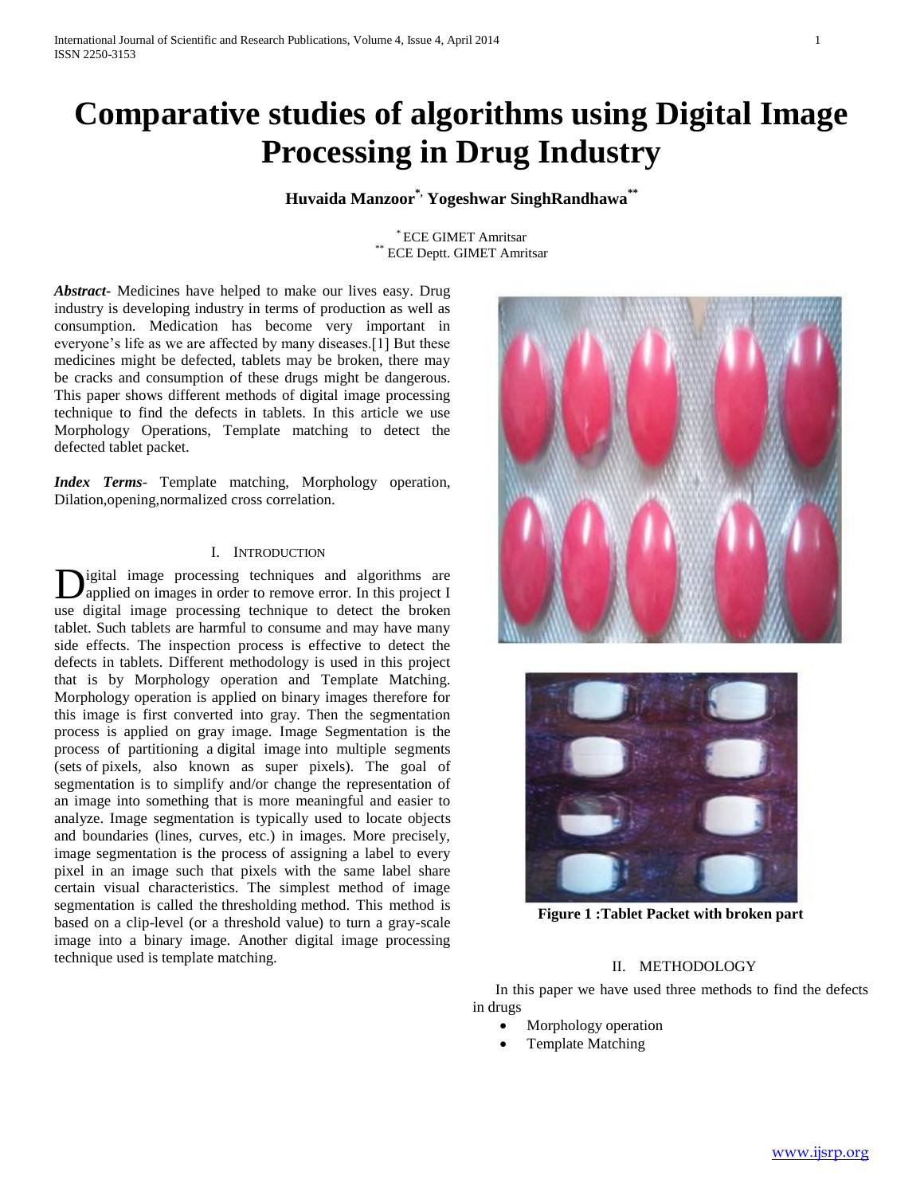# Comparative studies of algorithms using Digital Image Processing in Drug Industry

**Huvaida Manzoor[*], Yogeshwar SinghRandhawa[**]**

[*] ECE GIMET Amritsar
[**] ECE Deptt. GIMET Amritsar

***Abstract-*** Medicines have helped to make our lives easy. Drug industry is developing industry in terms of production as well as consumption. Medication has become very important in everyone's life as we are affected by many diseases.[1] But these medicines might be defected, tablets may be broken, there may be cracks and consumption of these drugs might be dangerous. This paper shows different methods of digital image processing technique to find the defects in tablets. In this article we use Morphology Operations, Template matching to detect the defected tablet packet.

***Index Terms-*** Template matching, Morphology operation, Dilation,opening,normalized cross correlation.

## I. Introduction

Digital image processing techniques and algorithms are applied on images in order to remove error. In this project I use digital image processing technique to detect the broken tablet. Such tablets are harmful to consume and may have many side effects. The inspection process is effective to detect the defects in tablets. Different methodology is used in this project that is by Morphology operation and Template Matching. Morphology operation is applied on binary images therefore for this image is first converted into gray. Then the segmentation process is applied on gray image. Image Segmentation is the process of partitioning a digital image into multiple segments (sets of pixels, also known as super pixels). The goal of segmentation is to simplify and/or change the representation of an image into something that is more meaningful and easier to analyze. Image segmentation is typically used to locate objects and boundaries (lines, curves, etc.) in images. More precisely, image segmentation is the process of assigning a label to every pixel in an image such that pixels with the same label share certain visual characteristics. The simplest method of image segmentation is called the thresholding method. This method is based on a clip-level (or a threshold value) to turn a gray-scale image into a binary image. Another digital image processing technique used is template matching.

**Figure 1 :Tablet Packet with broken part**

## II. Methodology

In this paper we have used three methods to find the defects in drugs

- Morphology operation
- Template Matching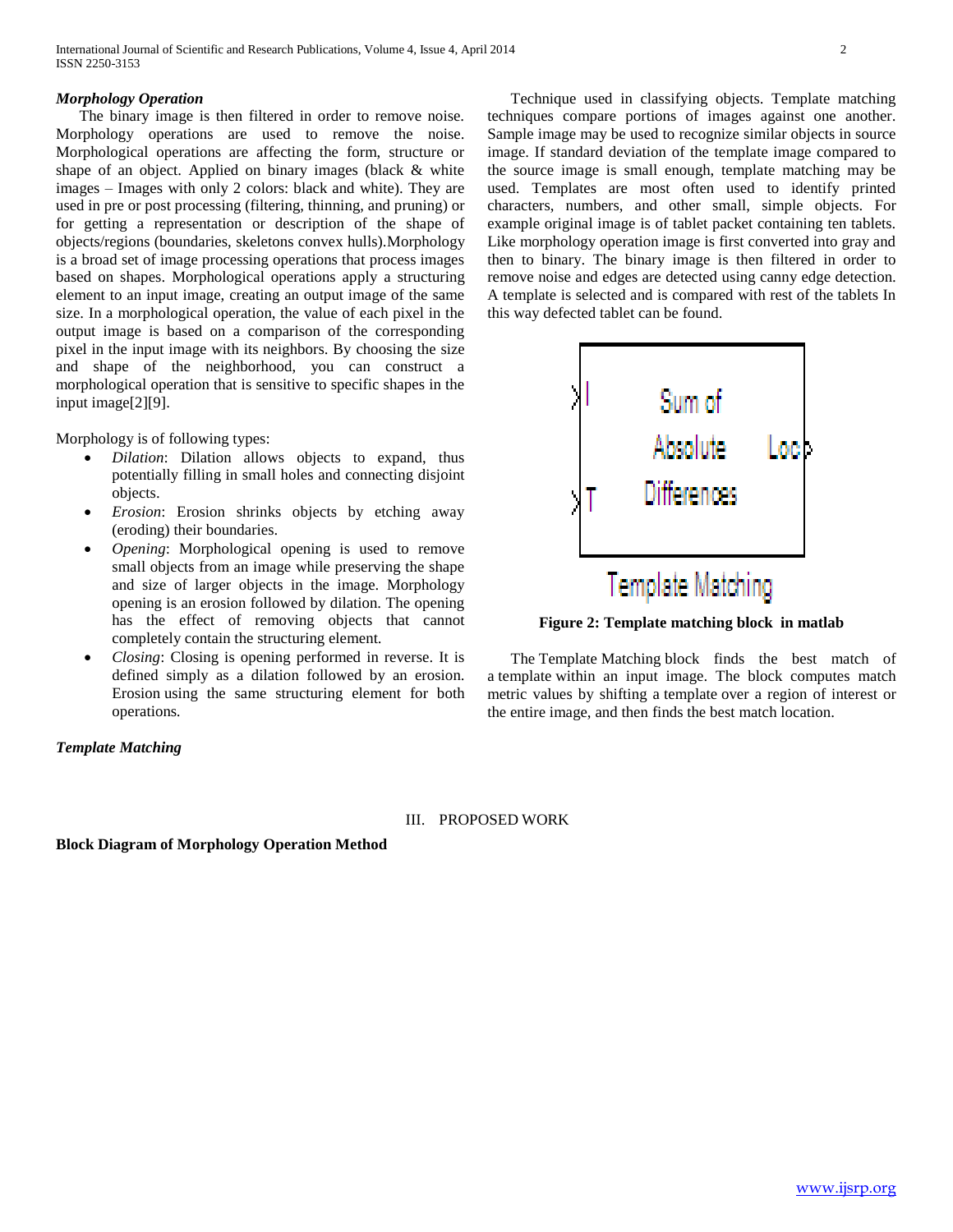### *Morphology Operation*

The binary image is then filtered in order to remove noise. Morphology operations are used to remove the noise. Morphological operations are affecting the form, structure or shape of an object. Applied on binary images (black & white images – Images with only 2 colors: black and white). They are used in pre or post processing (filtering, thinning, and pruning) or for getting a representation or description of the shape of objects/regions (boundaries, skeletons convex hulls).Morphology is a broad set of image processing operations that process images based on shapes. Morphological operations apply a structuring element to an input image, creating an output image of the same size. In a morphological operation, the value of each pixel in the output image is based on a comparison of the corresponding pixel in the input image with its neighbors. By choosing the size and shape of the neighborhood, you can construct a morphological operation that is sensitive to specific shapes in the input image[2][9].

Morphology is of following types:

- *Dilation*: Dilation allows objects to expand, thus potentially filling in small holes and connecting disjoint objects.
- *Erosion*: Erosion shrinks objects by etching away (eroding) their boundaries.
- *Opening*: Morphological opening is used to remove small objects from an image while preserving the shape and size of larger objects in the image. Morphology opening is an erosion followed by dilation. The opening has the effect of removing objects that cannot completely contain the structuring element.
- *Closing*: Closing is opening performed in reverse. It is defined simply as a dilation followed by an erosion. Erosion using the same structuring element for both operations.

### *Template Matching*

Technique used in classifying objects. Template matching techniques compare portions of images against one another. Sample image may be used to recognize similar objects in source image. If standard deviation of the template image compared to the source image is small enough, template matching may be used. Templates are most often used to identify printed characters, numbers, and other small, simple objects. For example original image is of tablet packet containing ten tablets. Like morphology operation image is first converted into gray and then to binary. The binary image is then filtered in order to remove noise and edges are detected using canny edge detection. A template is selected and is compared with rest of the tablets In this way defected tablet can be found.

**Figure 2: Template matching block in matlab**

The Template Matching block finds the best match of a template within an input image. The block computes match metric values by shifting a template over a region of interest or the entire image, and then finds the best match location.

## III. PROPOSED WORK

**Block Diagram of Morphology Operation Method**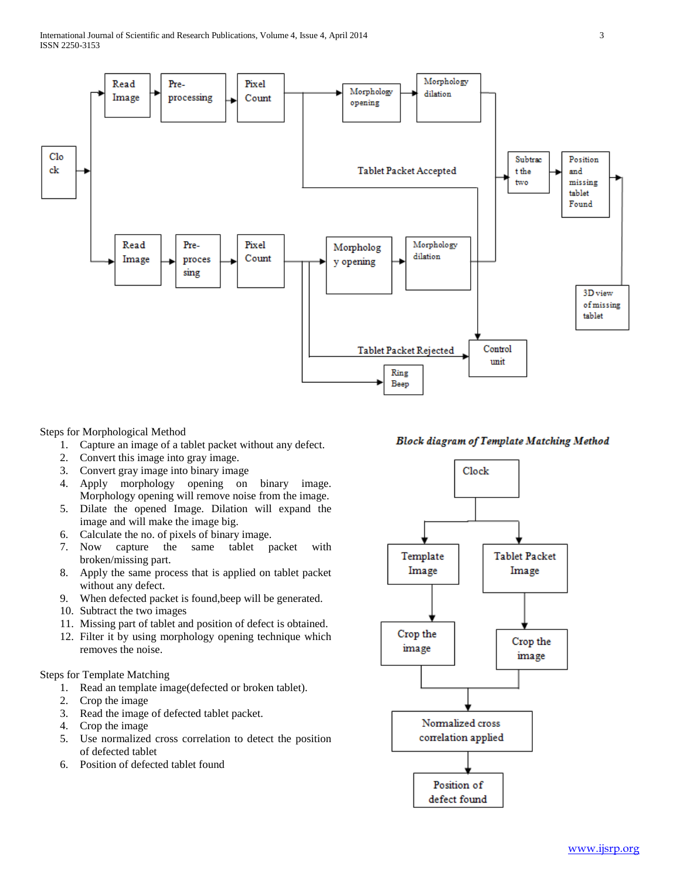Steps for Morphological Method

1. Capture an image of a tablet packet without any defect.
2. Convert this image into gray image.
3. Convert gray image into binary image
4. Apply morphology opening on binary image. Morphology opening will remove noise from the image.
5. Dilate the opened Image. Dilation will expand the image and will make the image big.
6. Calculate the no. of pixels of binary image.
7. Now capture the same tablet packet with broken/missing part.
8. Apply the same process that is applied on tablet packet without any defect.
9. When defected packet is found,beep will be generated.
10. Subtract the two images
11. Missing part of tablet and position of defect is obtained.
12. Filter it by using morphology opening technique which removes the noise.

Steps for Template Matching

1. Read an template image(defected or broken tablet).
2. Crop the image
3. Read the image of defected tablet packet.
4. Crop the image
5. Use normalized cross correlation to detect the position of defected tablet
6. Position of defected tablet found

***Block diagram of Template Matching Method***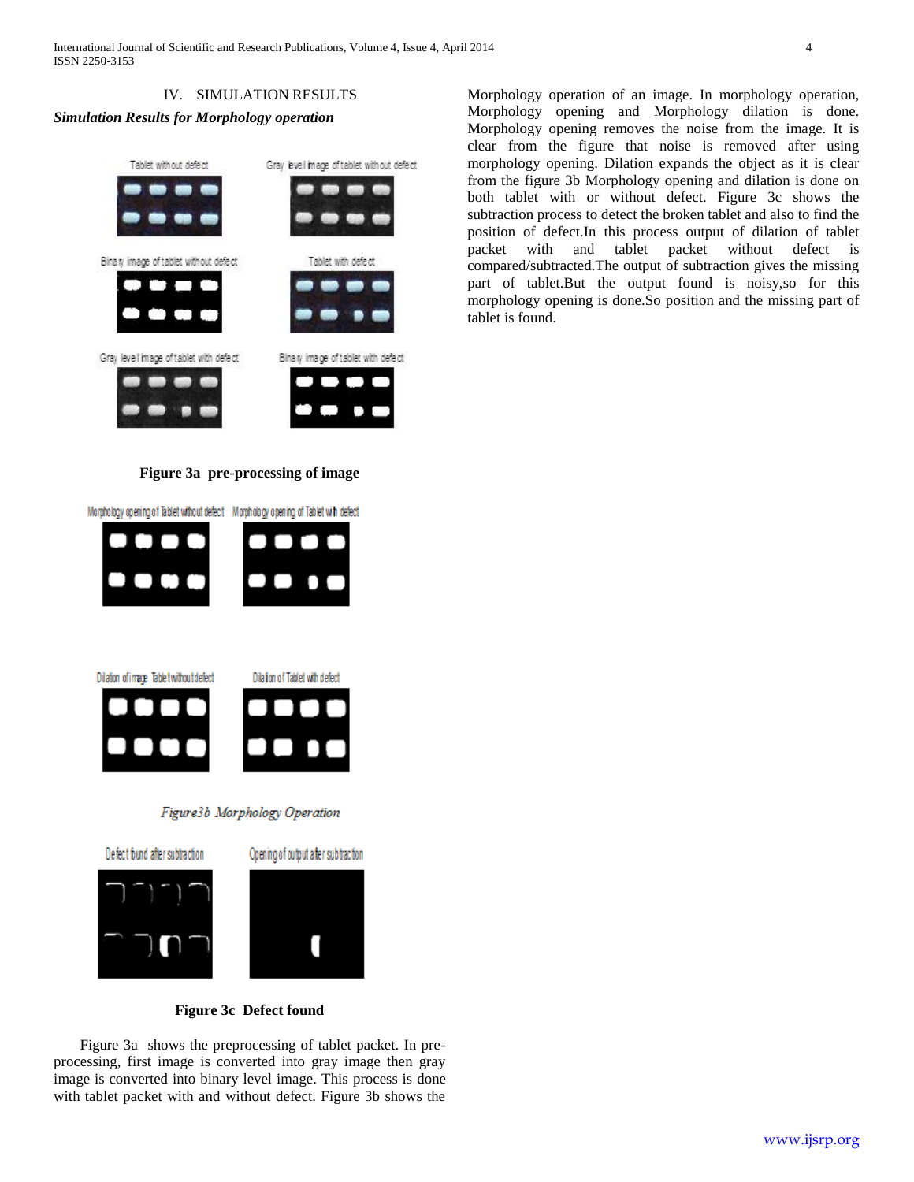## IV. SIMULATION RESULTS

### *Simulation Results for Morphology operation*

**Figure 3a pre-processing of image**

*Figure3b Morphology Operation*

**Figure 3c Defect found**

Figure 3a shows the preprocessing of tablet packet. In pre-processing, first image is converted into gray image then gray image is converted into binary level image. This process is done with tablet packet with and without defect. Figure 3b shows the Morphology operation of an image. In morphology operation, Morphology opening and Morphology dilation is done. Morphology opening removes the noise from the image. It is clear from the figure that noise is removed after using morphology opening. Dilation expands the object as it is clear from the figure 3b Morphology opening and dilation is done on both tablet with or without defect. Figure 3c shows the subtraction process to detect the broken tablet and also to find the position of defect.In this process output of dilation of tablet packet with and tablet packet without defect is compared/subtracted.The output of subtraction gives the missing part of tablet.But the output found is noisy,so for this morphology opening is done.So position and the missing part of tablet is found.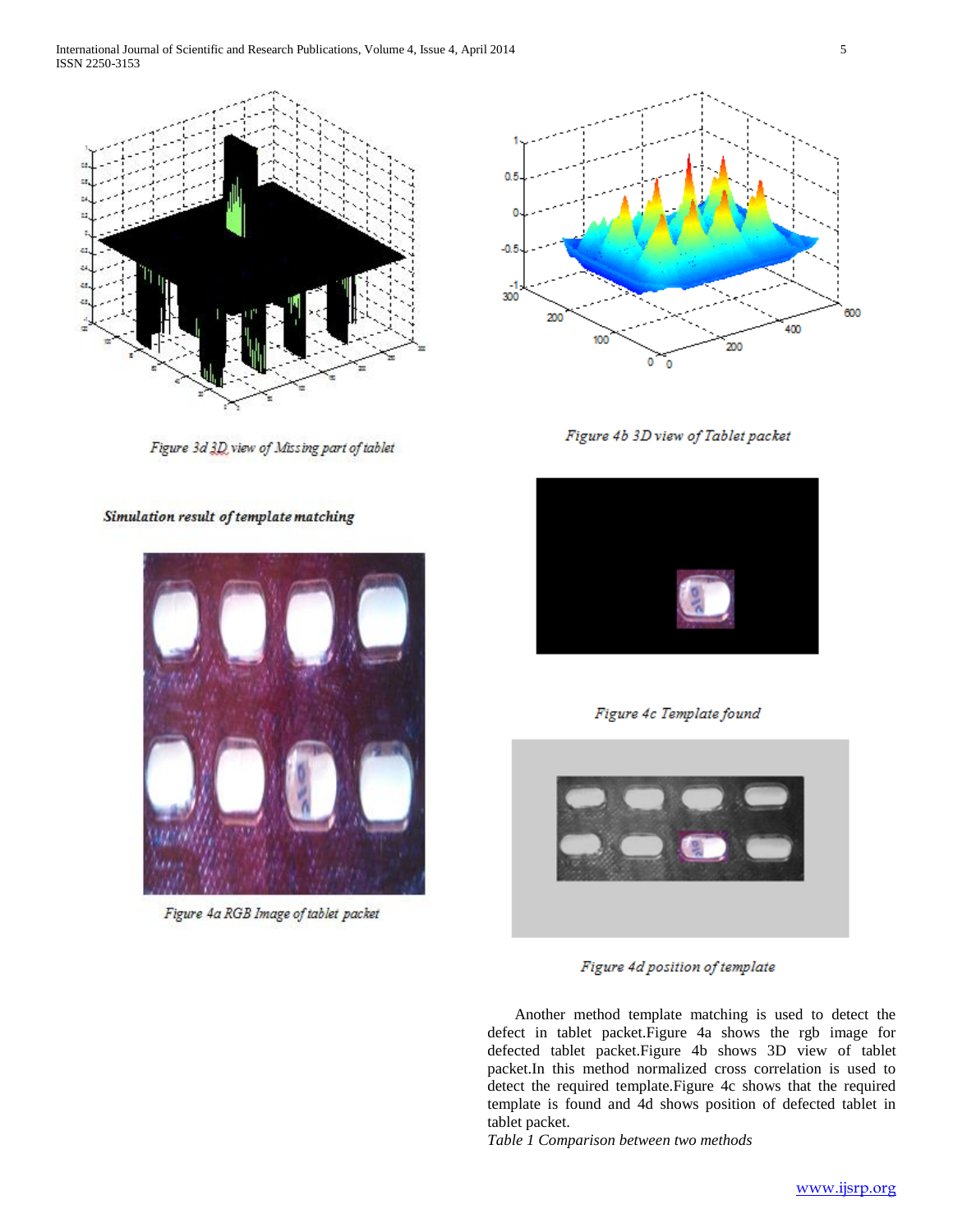Figure 3d 3D view of Missing part of tablet

Figure 4b 3D view of Tablet packet

*Simulation result of template matching*

Figure 4c Template found

Figure 4a RGB Image of tablet packet

Figure 4d position of template

Another method template matching is used to detect the defect in tablet packet.Figure 4a shows the rgb image for defected tablet packet.Figure 4b shows 3D view of tablet packet.In this method normalized cross correlation is used to detect the required template.Figure 4c shows that the required template is found and 4d shows position of defected tablet in tablet packet.

*Table 1 Comparison between two methods*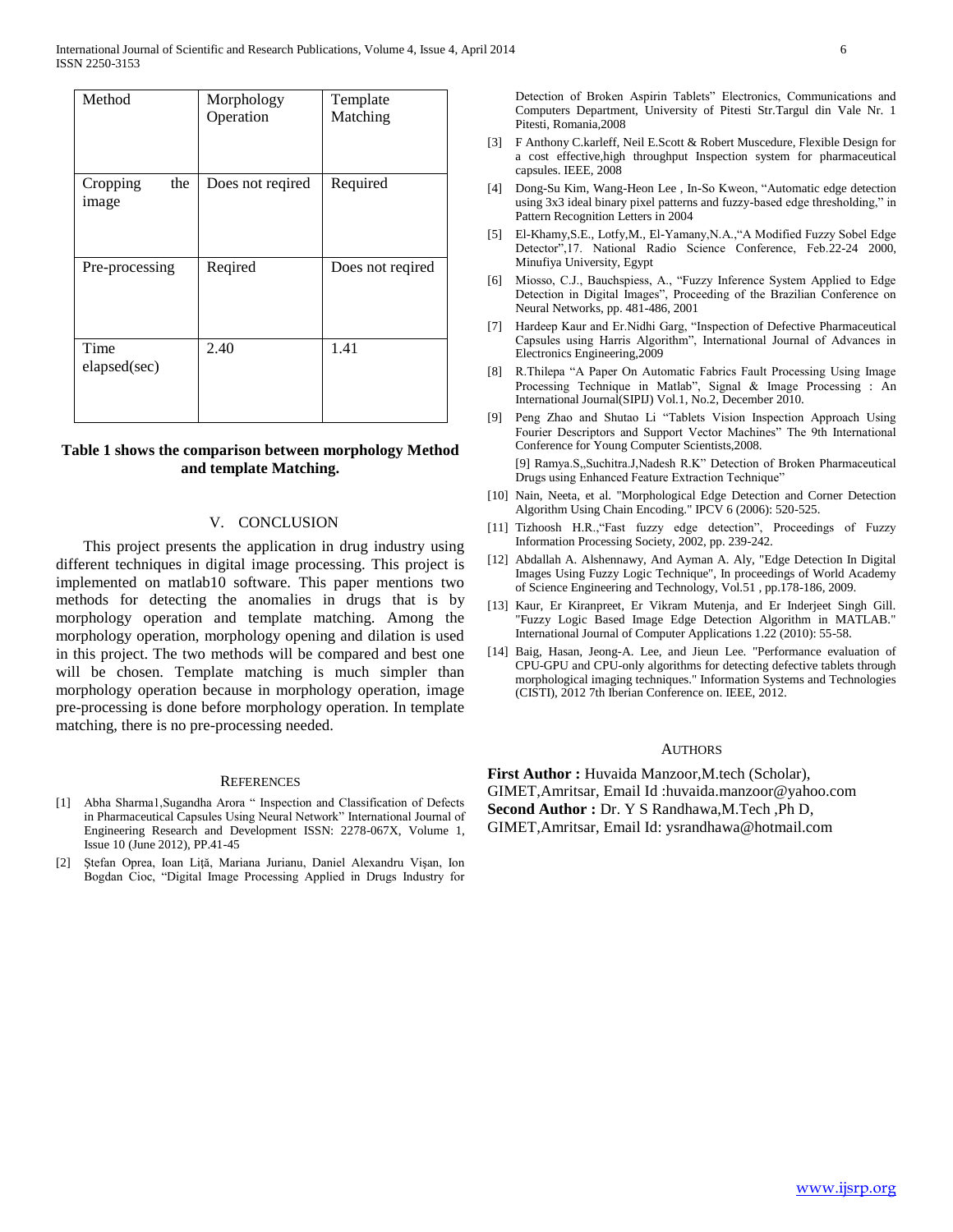| Method | Morphology Operation | Template Matching |
|---|---|---|
| Cropping the image | Does not reqired | Required |
| Pre-processing | Reqired | Does not reqired |
| Time elapsed(sec) | 2.40 | 1.41 |

**Table 1 shows the comparison between morphology Method and template Matching.**

## V. CONCLUSION

This project presents the application in drug industry using different techniques in digital image processing. This project is implemented on matlab10 software. This paper mentions two methods for detecting the anomalies in drugs that is by morphology operation and template matching. Among the morphology operation, morphology opening and dilation is used in this project. The two methods will be compared and best one will be chosen. Template matching is much simpler than morphology operation because in morphology operation, image pre-processing is done before morphology operation. In template matching, there is no pre-processing needed.

## REFERENCES

[1] Abha Sharma1,Sugandha Arora " Inspection and Classification of Defects in Pharmaceutical Capsules Using Neural Network" International Journal of Engineering Research and Development ISSN: 2278-067X, Volume 1, Issue 10 (June 2012), PP.41-45

[2] Ştefan Oprea, Ioan Liţă, Mariana Jurianu, Daniel Alexandru Vişan, Ion Bogdan Cioc, "Digital Image Processing Applied in Drugs Industry for Detection of Broken Aspirin Tablets" Electronics, Communications and Computers Department, University of Pitesti Str.Targul din Vale Nr. 1 Pitesti, Romania,2008

[3] F Anthony C.karleff, Neil E.Scott & Robert Muscedure, Flexible Design for a cost effective,high throughput Inspection system for pharmaceutical capsules. IEEE, 2008

[4] Dong-Su Kim, Wang-Heon Lee , In-So Kweon, "Automatic edge detection using 3x3 ideal binary pixel patterns and fuzzy-based edge thresholding," in Pattern Recognition Letters in 2004

[5] El-Khamy,S.E., Lotfy,M., El-Yamany,N.A.,"A Modified Fuzzy Sobel Edge Detector",17. National Radio Science Conference, Feb.22-24 2000, Minufiya University, Egypt

[6] Miosso, C.J., Bauchspiess, A., "Fuzzy Inference System Applied to Edge Detection in Digital Images", Proceeding of the Brazilian Conference on Neural Networks, pp. 481-486, 2001

[7] Hardeep Kaur and Er.Nidhi Garg, "Inspection of Defective Pharmaceutical Capsules using Harris Algorithm", International Journal of Advances in Electronics Engineering,2009

[8] R.Thilepa "A Paper On Automatic Fabrics Fault Processing Using Image Processing Technique in Matlab", Signal & Image Processing : An International Journal(SIPIJ) Vol.1, No.2, December 2010.

[9] Peng Zhao and Shutao Li "Tablets Vision Inspection Approach Using Fourier Descriptors and Support Vector Machines" The 9th International Conference for Young Computer Scientists,2008.

[9] Ramya.S,,Suchitra.J,Nadesh R.K" Detection of Broken Pharmaceutical Drugs using Enhanced Feature Extraction Technique"

[10] Nain, Neeta, et al. "Morphological Edge Detection and Corner Detection Algorithm Using Chain Encoding." IPCV 6 (2006): 520-525.

[11] Tizhoosh H.R.,"Fast fuzzy edge detection", Proceedings of Fuzzy Information Processing Society, 2002, pp. 239-242.

[12] Abdallah A. Alshennawy, And Ayman A. Aly, "Edge Detection In Digital Images Using Fuzzy Logic Technique", In proceedings of World Academy of Science Engineering and Technology, Vol.51 , pp.178-186, 2009.

[13] Kaur, Er Kiranpreet, Er Vikram Mutenja, and Er Inderjeet Singh Gill. "Fuzzy Logic Based Image Edge Detection Algorithm in MATLAB." International Journal of Computer Applications 1.22 (2010): 55-58.

[14] Baig, Hasan, Jeong-A. Lee, and Jieun Lee. "Performance evaluation of CPU-GPU and CPU-only algorithms for detecting defective tablets through morphological imaging techniques." Information Systems and Technologies (CISTI), 2012 7th Iberian Conference on. IEEE, 2012.

## AUTHORS

**First Author :** Huvaida Manzoor,M.tech (Scholar), GIMET,Amritsar, Email Id :huvaida.manzoor@yahoo.com

**Second Author :** Dr. Y S Randhawa,M.Tech ,Ph D, GIMET,Amritsar, Email Id: ysrandhawa@hotmail.com